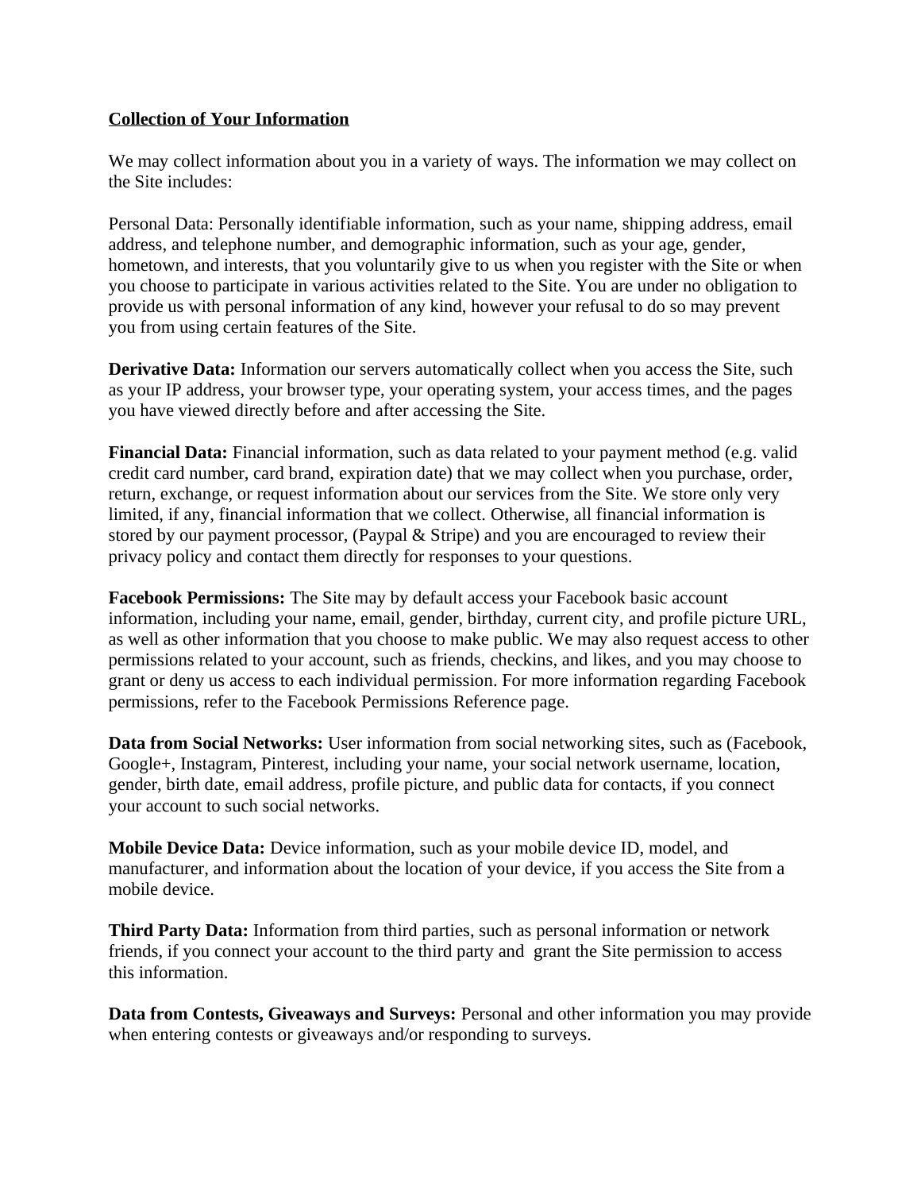## Collection of Your Information

We may collect information about you in a variety of ways. The information we may collect on the Site includes:

Personal Data: Personally identifiable information, such as your name, shipping address, email address, and telephone number, and demographic information, such as your age, gender, hometown, and interests, that you voluntarily give to us when you register with the Site or when you choose to participate in various activities related to the Site. You are under no obligation to provide us with personal information of any kind, however your refusal to do so may prevent you from using certain features of the Site.

**Derivative Data:** Information our servers automatically collect when you access the Site, such as your IP address, your browser type, your operating system, your access times, and the pages you have viewed directly before and after accessing the Site.

**Financial Data:** Financial information, such as data related to your payment method (e.g. valid credit card number, card brand, expiration date) that we may collect when you purchase, order, return, exchange, or request information about our services from the Site. We store only very limited, if any, financial information that we collect. Otherwise, all financial information is stored by our payment processor, (Paypal & Stripe) and you are encouraged to review their privacy policy and contact them directly for responses to your questions.

**Facebook Permissions:** The Site may by default access your Facebook basic account information, including your name, email, gender, birthday, current city, and profile picture URL, as well as other information that you choose to make public. We may also request access to other permissions related to your account, such as friends, checkins, and likes, and you may choose to grant or deny us access to each individual permission. For more information regarding Facebook permissions, refer to the Facebook Permissions Reference page.

**Data from Social Networks:** User information from social networking sites, such as (Facebook, Google+, Instagram, Pinterest, including your name, your social network username, location, gender, birth date, email address, profile picture, and public data for contacts, if you connect your account to such social networks.

**Mobile Device Data:** Device information, such as your mobile device ID, model, and manufacturer, and information about the location of your device, if you access the Site from a mobile device.

**Third Party Data:** Information from third parties, such as personal information or network friends, if you connect your account to the third party and grant the Site permission to access this information.

**Data from Contests, Giveaways and Surveys:** Personal and other information you may provide when entering contests or giveaways and/or responding to surveys.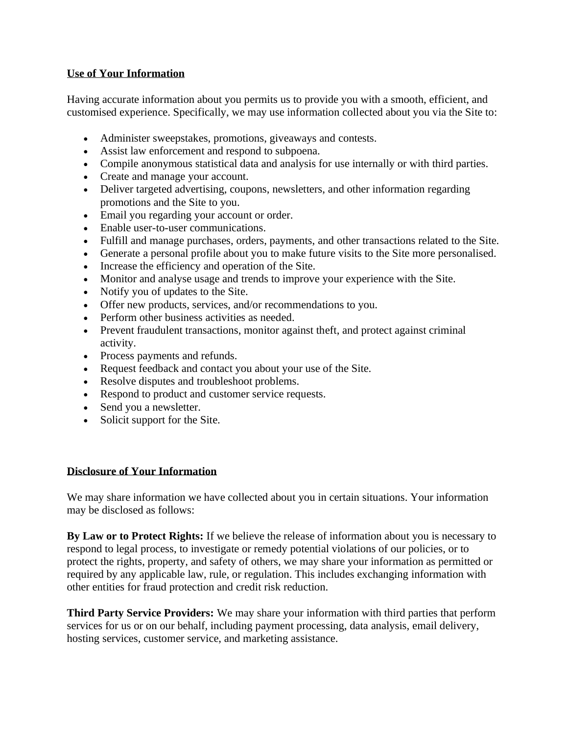## Use of Your Information

Having accurate information about you permits us to provide you with a smooth, efficient, and customised experience. Specifically, we may use information collected about you via the Site to:

- Administer sweepstakes, promotions, giveaways and contests.
- Assist law enforcement and respond to subpoena.
- Compile anonymous statistical data and analysis for use internally or with third parties.
- Create and manage your account.
- Deliver targeted advertising, coupons, newsletters, and other information regarding promotions and the Site to you.
- Email you regarding your account or order.
- Enable user-to-user communications.
- Fulfill and manage purchases, orders, payments, and other transactions related to the Site.
- Generate a personal profile about you to make future visits to the Site more personalised.
- Increase the efficiency and operation of the Site.
- Monitor and analyse usage and trends to improve your experience with the Site.
- Notify you of updates to the Site.
- Offer new products, services, and/or recommendations to you.
- Perform other business activities as needed.
- Prevent fraudulent transactions, monitor against theft, and protect against criminal activity.
- Process payments and refunds.
- Request feedback and contact you about your use of the Site.
- Resolve disputes and troubleshoot problems.
- Respond to product and customer service requests.
- Send you a newsletter.
- Solicit support for the Site.

## Disclosure of Your Information

We may share information we have collected about you in certain situations. Your information may be disclosed as follows:

**By Law or to Protect Rights:** If we believe the release of information about you is necessary to respond to legal process, to investigate or remedy potential violations of our policies, or to protect the rights, property, and safety of others, we may share your information as permitted or required by any applicable law, rule, or regulation. This includes exchanging information with other entities for fraud protection and credit risk reduction.

**Third Party Service Providers:** We may share your information with third parties that perform services for us or on our behalf, including payment processing, data analysis, email delivery, hosting services, customer service, and marketing assistance.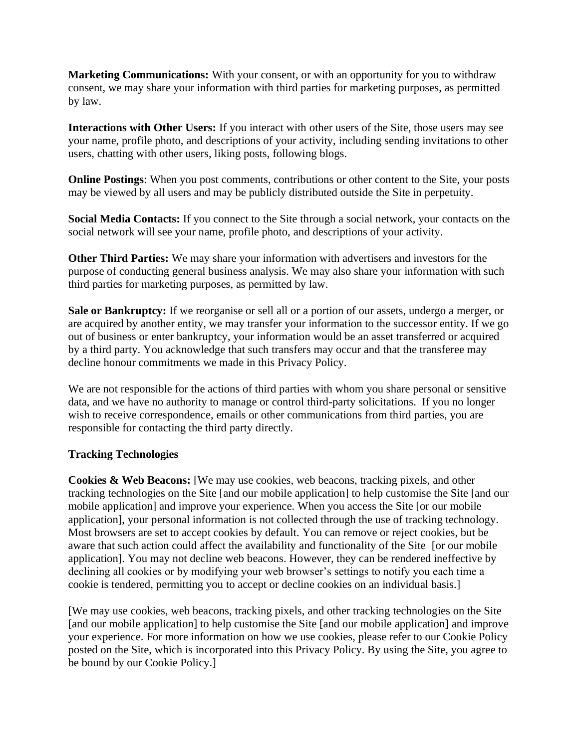**Marketing Communications:** With your consent, or with an opportunity for you to withdraw consent, we may share your information with third parties for marketing purposes, as permitted by law.

**Interactions with Other Users:** If you interact with other users of the Site, those users may see your name, profile photo, and descriptions of your activity, including sending invitations to other users, chatting with other users, liking posts, following blogs.

**Online Postings**: When you post comments, contributions or other content to the Site, your posts may be viewed by all users and may be publicly distributed outside the Site in perpetuity.

**Social Media Contacts:** If you connect to the Site through a social network, your contacts on the social network will see your name, profile photo, and descriptions of your activity.

**Other Third Parties:** We may share your information with advertisers and investors for the purpose of conducting general business analysis. We may also share your information with such third parties for marketing purposes, as permitted by law.

**Sale or Bankruptcy:** If we reorganise or sell all or a portion of our assets, undergo a merger, or are acquired by another entity, we may transfer your information to the successor entity. If we go out of business or enter bankruptcy, your information would be an asset transferred or acquired by a third party. You acknowledge that such transfers may occur and that the transferee may decline honour commitments we made in this Privacy Policy.

We are not responsible for the actions of third parties with whom you share personal or sensitive data, and we have no authority to manage or control third-party solicitations. If you no longer wish to receive correspondence, emails or other communications from third parties, you are responsible for contacting the third party directly.

## Tracking Technologies

**Cookies & Web Beacons:** [We may use cookies, web beacons, tracking pixels, and other tracking technologies on the Site [and our mobile application] to help customise the Site [and our mobile application] and improve your experience. When you access the Site [or our mobile application], your personal information is not collected through the use of tracking technology. Most browsers are set to accept cookies by default. You can remove or reject cookies, but be aware that such action could affect the availability and functionality of the Site [or our mobile application]. You may not decline web beacons. However, they can be rendered ineffective by declining all cookies or by modifying your web browser's settings to notify you each time a cookie is tendered, permitting you to accept or decline cookies on an individual basis.]

[We may use cookies, web beacons, tracking pixels, and other tracking technologies on the Site [and our mobile application] to help customise the Site [and our mobile application] and improve your experience. For more information on how we use cookies, please refer to our Cookie Policy posted on the Site, which is incorporated into this Privacy Policy. By using the Site, you agree to be bound by our Cookie Policy.]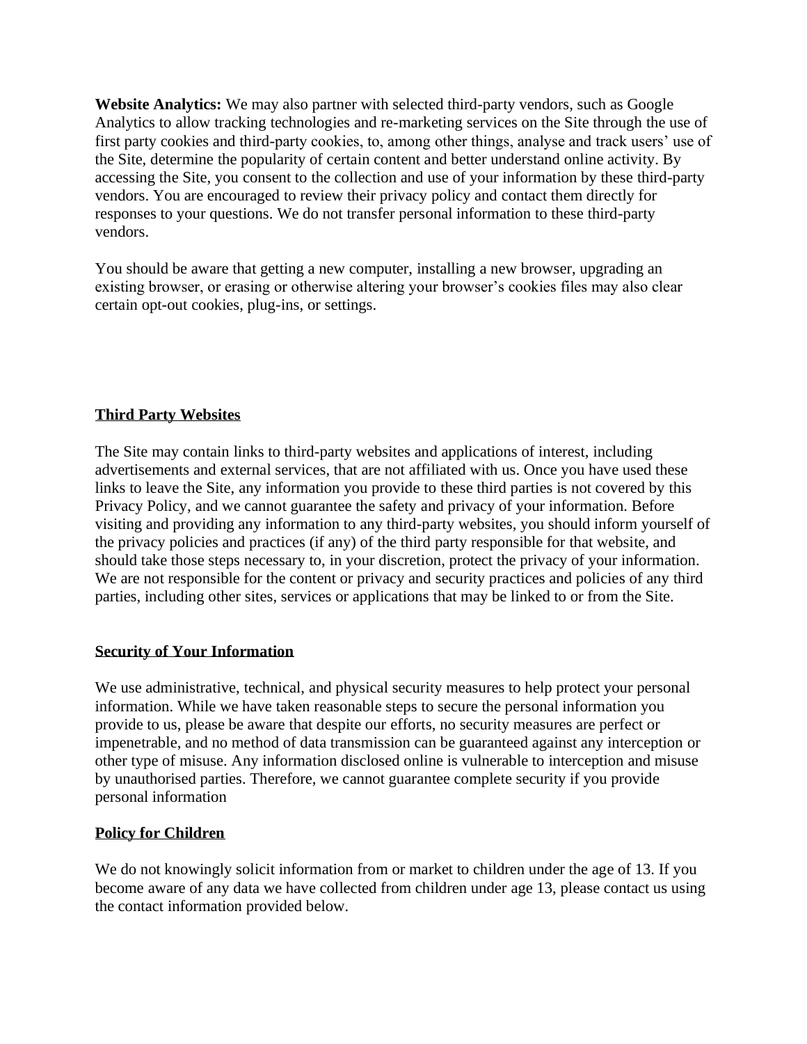**Website Analytics:** We may also partner with selected third-party vendors, such as Google Analytics to allow tracking technologies and re-marketing services on the Site through the use of first party cookies and third-party cookies, to, among other things, analyse and track users' use of the Site, determine the popularity of certain content and better understand online activity. By accessing the Site, you consent to the collection and use of your information by these third-party vendors. You are encouraged to review their privacy policy and contact them directly for responses to your questions. We do not transfer personal information to these third-party vendors.

You should be aware that getting a new computer, installing a new browser, upgrading an existing browser, or erasing or otherwise altering your browser's cookies files may also clear certain opt-out cookies, plug-ins, or settings.

## Third Party Websites

The Site may contain links to third-party websites and applications of interest, including advertisements and external services, that are not affiliated with us. Once you have used these links to leave the Site, any information you provide to these third parties is not covered by this Privacy Policy, and we cannot guarantee the safety and privacy of your information. Before visiting and providing any information to any third-party websites, you should inform yourself of the privacy policies and practices (if any) of the third party responsible for that website, and should take those steps necessary to, in your discretion, protect the privacy of your information. We are not responsible for the content or privacy and security practices and policies of any third parties, including other sites, services or applications that may be linked to or from the Site.

## Security of Your Information

We use administrative, technical, and physical security measures to help protect your personal information. While we have taken reasonable steps to secure the personal information you provide to us, please be aware that despite our efforts, no security measures are perfect or impenetrable, and no method of data transmission can be guaranteed against any interception or other type of misuse. Any information disclosed online is vulnerable to interception and misuse by unauthorised parties. Therefore, we cannot guarantee complete security if you provide personal information

## Policy for Children

We do not knowingly solicit information from or market to children under the age of 13. If you become aware of any data we have collected from children under age 13, please contact us using the contact information provided below.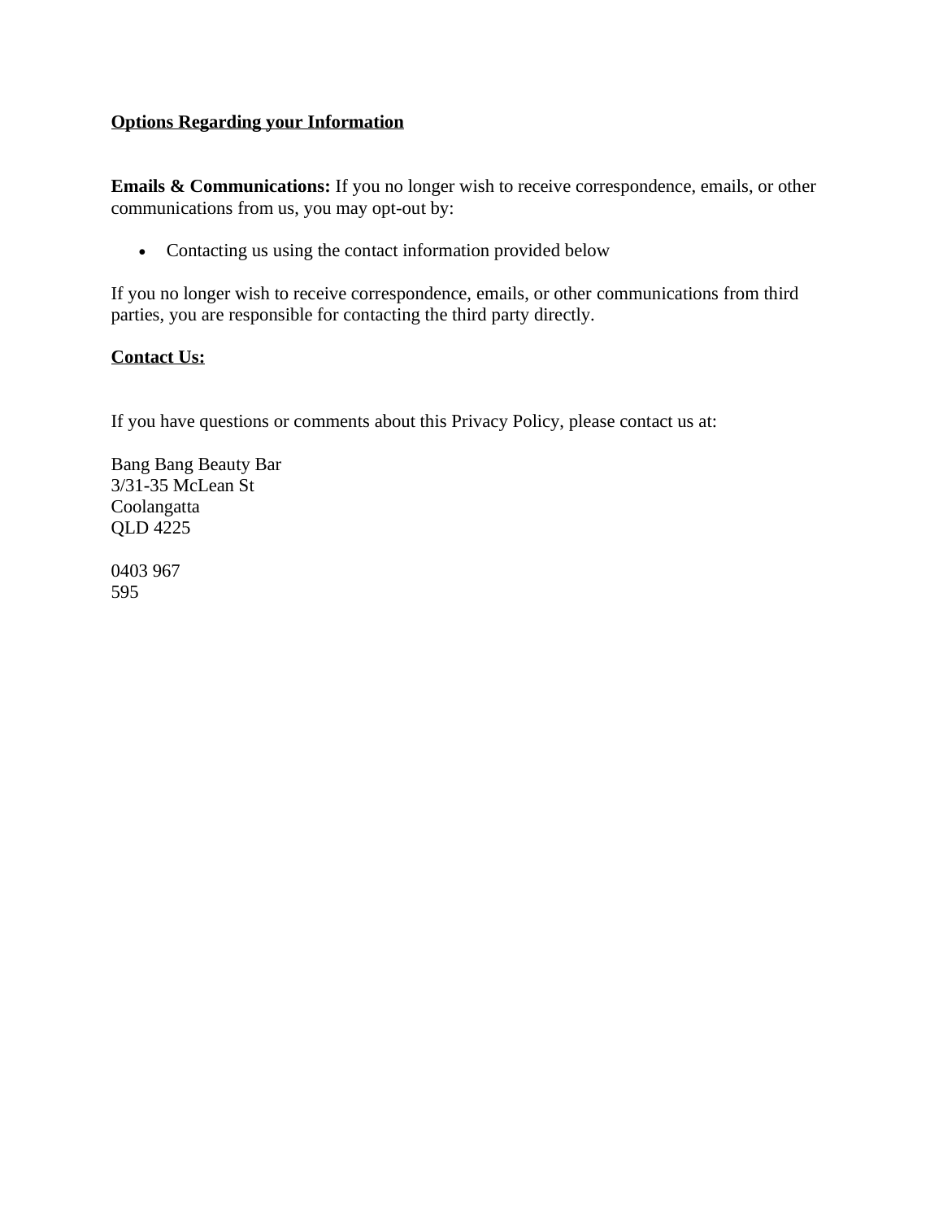**<u>Options Regarding your Information</u>**

**Emails & Communications:** If you no longer wish to receive correspondence, emails, or other communications from us, you may opt-out by:

- Contacting us using the contact information provided below

If you no longer wish to receive correspondence, emails, or other communications from third parties, you are responsible for contacting the third party directly.

**<u>Contact Us:</u>**

If you have questions or comments about this Privacy Policy, please contact us at:

Bang Bang Beauty Bar
3/31-35 McLean St
Coolangatta
QLD 4225

0403 967
595